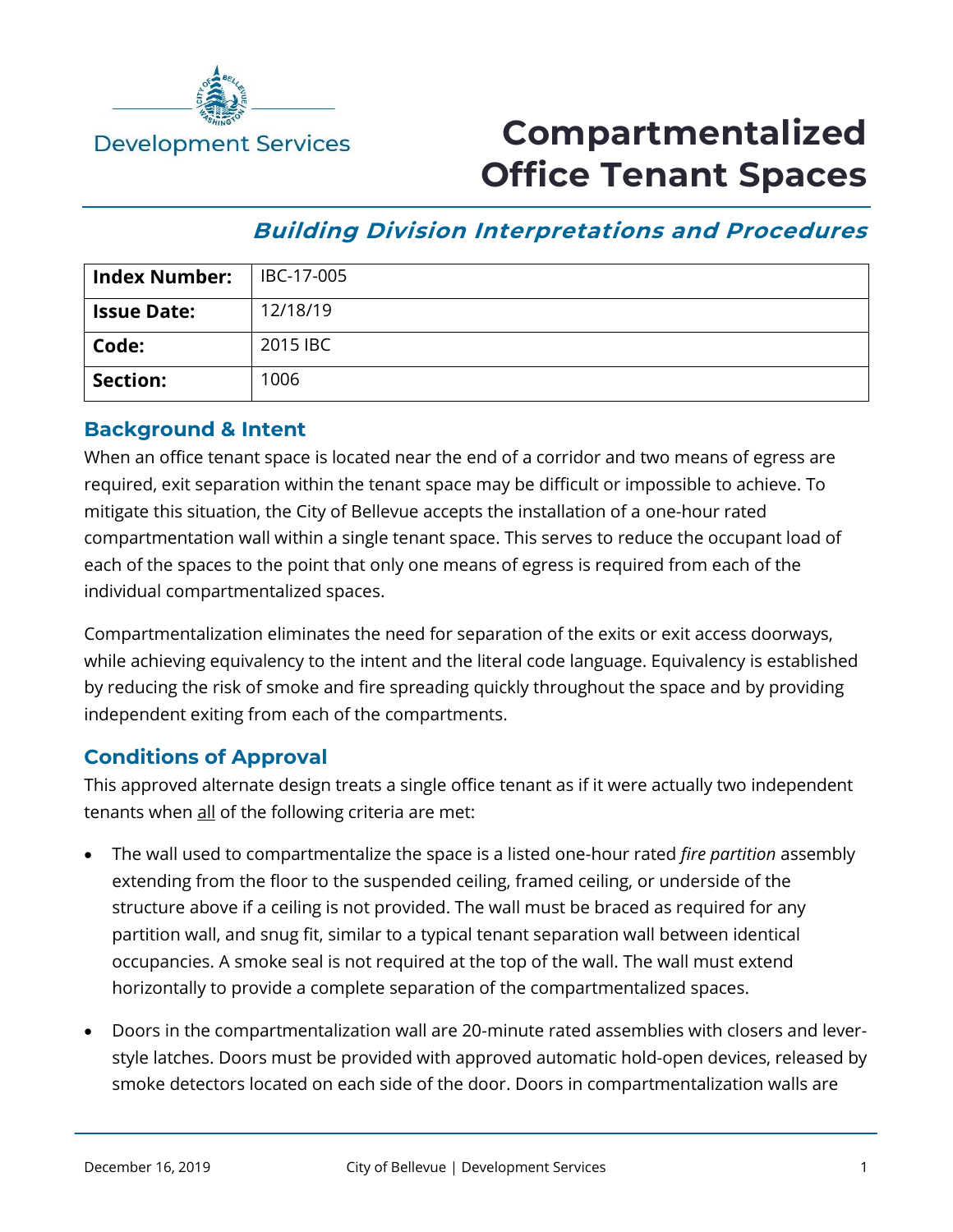Development Services

# Compartmentalized Office Tenant Spaces

## *Building Division Interpretations and Procedures*

| **Index Number:** | IBC-17-005 |
|---|---|
| **Issue Date:** | 12/18/19 |
| **Code:** | 2015 IBC |
| **Section:** | 1006 |

### Background & Intent

When an office tenant space is located near the end of a corridor and two means of egress are required, exit separation within the tenant space may be difficult or impossible to achieve. To mitigate this situation, the City of Bellevue accepts the installation of a one-hour rated compartmentation wall within a single tenant space. This serves to reduce the occupant load of each of the spaces to the point that only one means of egress is required from each of the individual compartmentalized spaces.

Compartmentalization eliminates the need for separation of the exits or exit access doorways, while achieving equivalency to the intent and the literal code language. Equivalency is established by reducing the risk of smoke and fire spreading quickly throughout the space and by providing independent exiting from each of the compartments.

### Conditions of Approval

This approved alternate design treats a single office tenant as if it were actually two independent tenants when all of the following criteria are met:

- The wall used to compartmentalize the space is a listed one-hour rated *fire partition* assembly extending from the floor to the suspended ceiling, framed ceiling, or underside of the structure above if a ceiling is not provided. The wall must be braced as required for any partition wall, and snug fit, similar to a typical tenant separation wall between identical occupancies. A smoke seal is not required at the top of the wall. The wall must extend horizontally to provide a complete separation of the compartmentalized spaces.
- Doors in the compartmentalization wall are 20-minute rated assemblies with closers and lever-style latches. Doors must be provided with approved automatic hold-open devices, released by smoke detectors located on each side of the door. Doors in compartmentalization walls are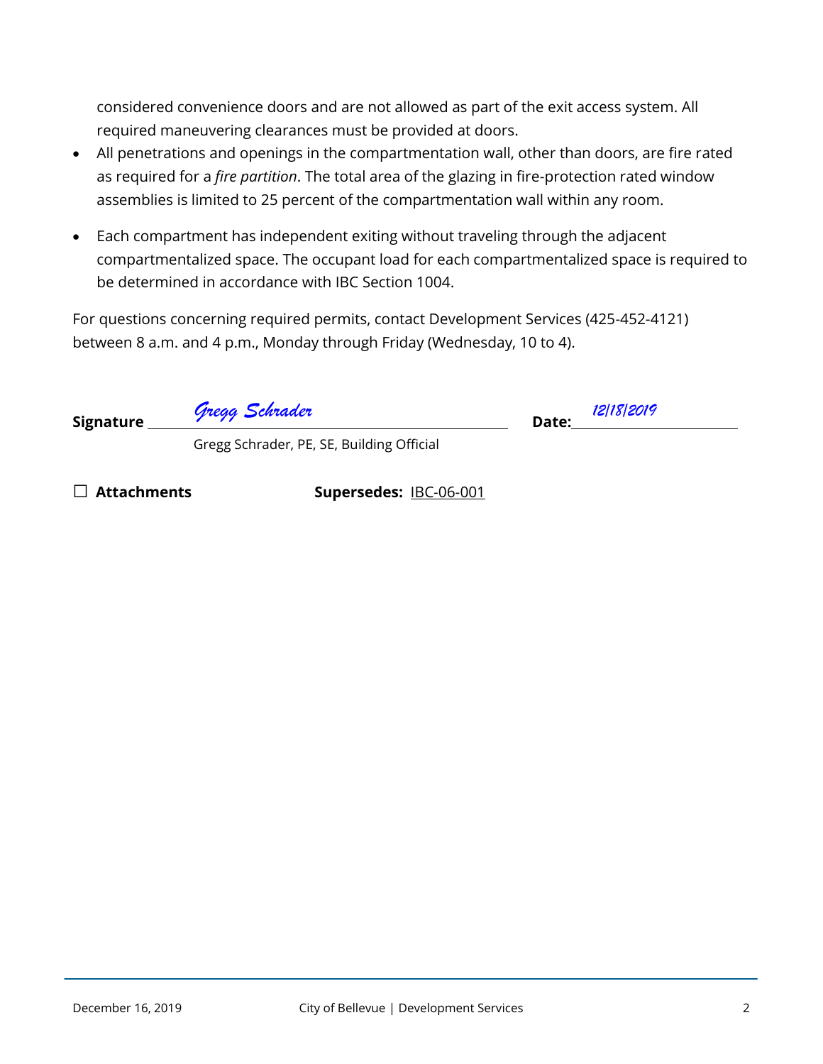considered convenience doors and are not allowed as part of the exit access system. All required maneuvering clearances must be provided at doors.

- All penetrations and openings in the compartmentation wall, other than doors, are fire rated as required for a *fire partition*. The total area of the glazing in fire-protection rated window assemblies is limited to 25 percent of the compartmentation wall within any room.
- Each compartment has independent exiting without traveling through the adjacent compartmentalized space. The occupant load for each compartmentalized space is required to be determined in accordance with IBC Section 1004.

For questions concerning required permits, contact Development Services (425-452-4121) between 8 a.m. and 4 p.m., Monday through Friday (Wednesday, 10 to 4).

**Signature** Gregg Schrader **Date:** 12/18/2019

Gregg Schrader, PE, SE, Building Official

☐ **Attachments** **Supersedes:** IBC-06-001